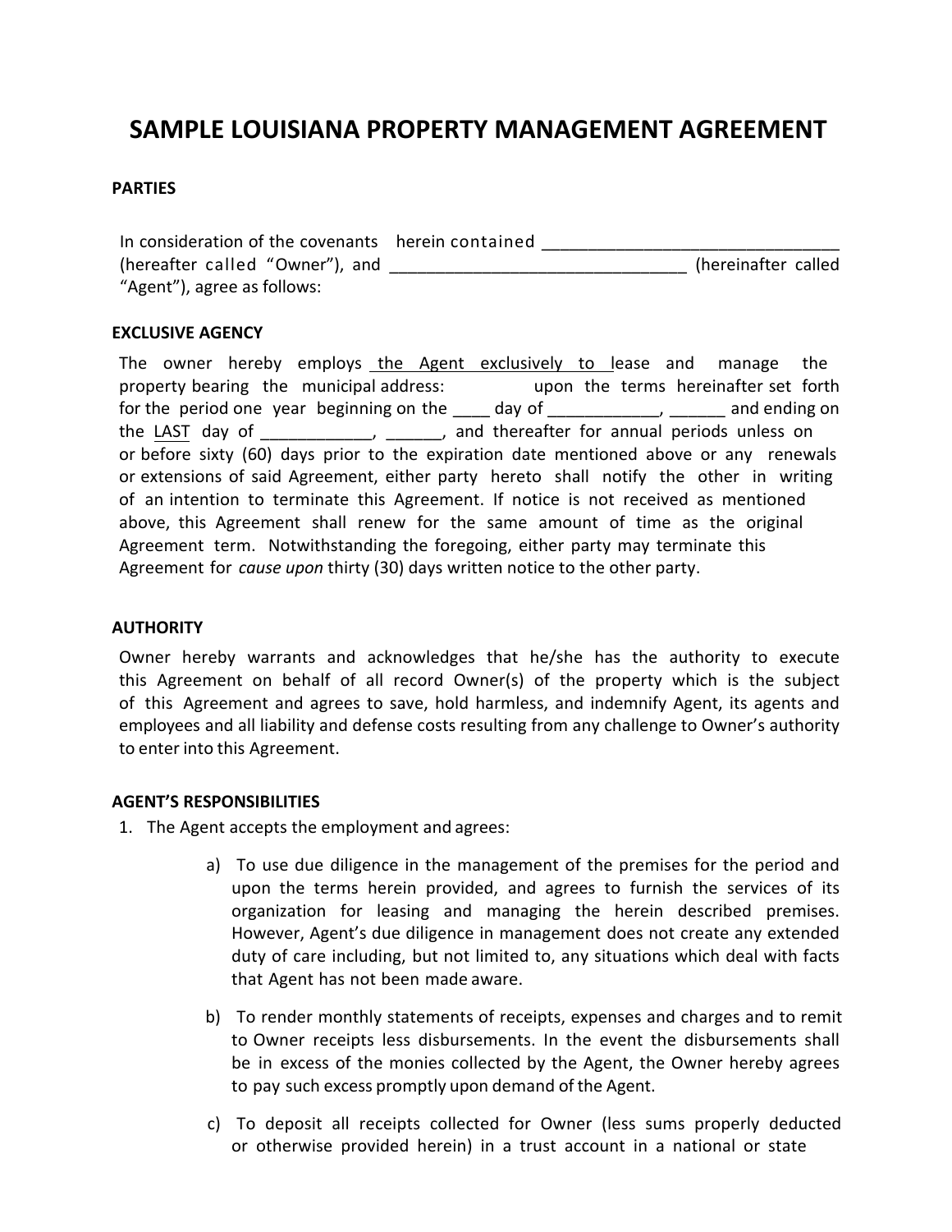# SAMPLE LOUISIANA PROPERTY MANAGEMENT AGREEMENT

**PARTIES**

In consideration of the covenants herein contained _______________________________ (hereafter called "Owner"), and ________________________________ (hereinafter called "Agent"), agree as follows:

**EXCLUSIVE AGENCY**

The owner hereby employs the Agent exclusively to lease and manage the property bearing the municipal address: upon the terms hereinafter set forth for the period one year beginning on the ____ day of ____________, ______ and ending on the LAST day of ____________, ______, and thereafter for annual periods unless on or before sixty (60) days prior to the expiration date mentioned above or any renewals or extensions of said Agreement, either party hereto shall notify the other in writing of an intention to terminate this Agreement. If notice is not received as mentioned above, this Agreement shall renew for the same amount of time as the original Agreement term. Notwithstanding the foregoing, either party may terminate this Agreement for *cause upon* thirty (30) days written notice to the other party.

**AUTHORITY**

Owner hereby warrants and acknowledges that he/she has the authority to execute this Agreement on behalf of all record Owner(s) of the property which is the subject of this Agreement and agrees to save, hold harmless, and indemnify Agent, its agents and employees and all liability and defense costs resulting from any challenge to Owner's authority to enter into this Agreement.

**AGENT'S RESPONSIBILITIES**

1. The Agent accepts the employment and agrees:

   a) To use due diligence in the management of the premises for the period and upon the terms herein provided, and agrees to furnish the services of its organization for leasing and managing the herein described premises. However, Agent's due diligence in management does not create any extended duty of care including, but not limited to, any situations which deal with facts that Agent has not been made aware.

   b) To render monthly statements of receipts, expenses and charges and to remit to Owner receipts less disbursements. In the event the disbursements shall be in excess of the monies collected by the Agent, the Owner hereby agrees to pay such excess promptly upon demand of the Agent.

   c) To deposit all receipts collected for Owner (less sums properly deducted or otherwise provided herein) in a trust account in a national or state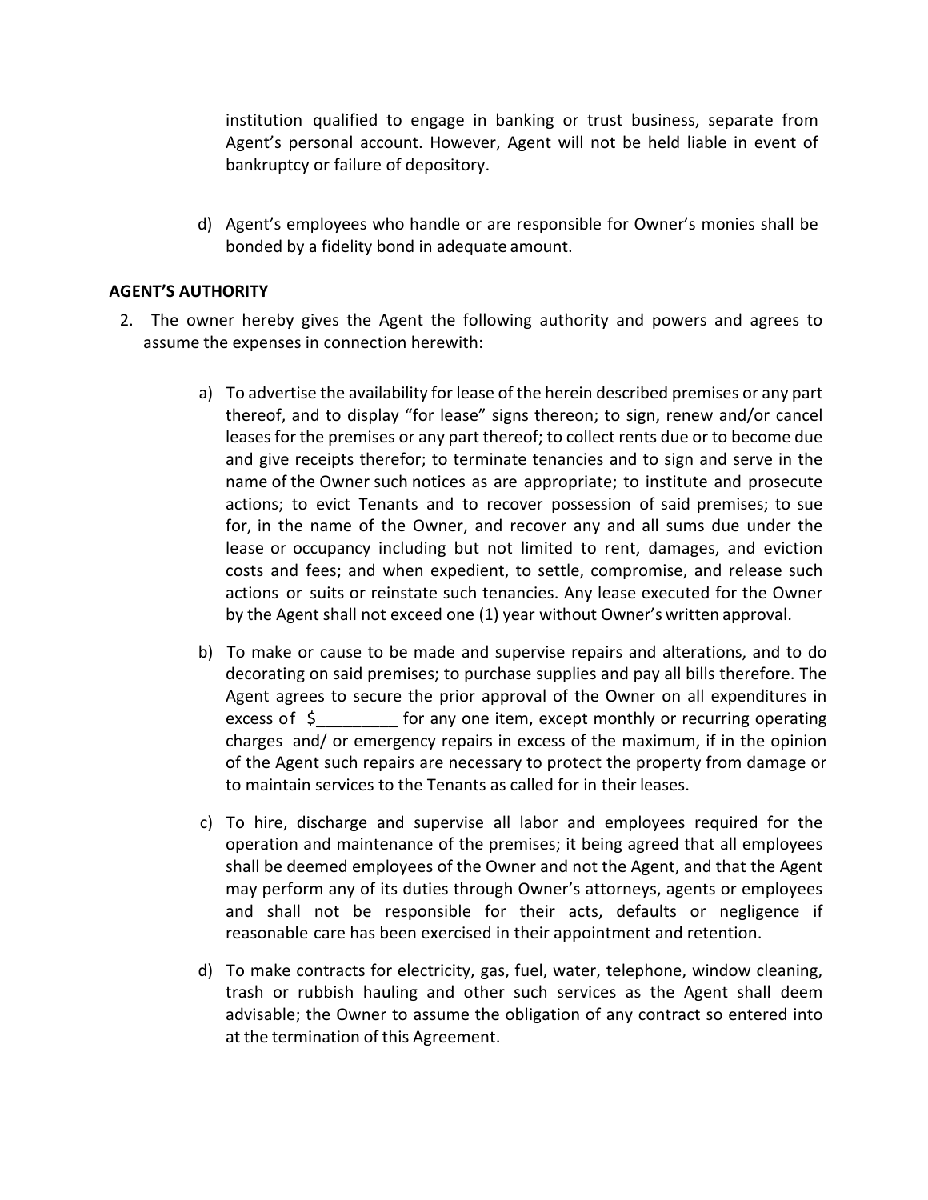institution qualified to engage in banking or trust business, separate from Agent's personal account. However, Agent will not be held liable in event of bankruptcy or failure of depository.

d) Agent's employees who handle or are responsible for Owner's monies shall be bonded by a fidelity bond in adequate amount.

**AGENT'S AUTHORITY**

2. The owner hereby gives the Agent the following authority and powers and agrees to assume the expenses in connection herewith:

   a) To advertise the availability for lease of the herein described premises or any part thereof, and to display "for lease" signs thereon; to sign, renew and/or cancel leases for the premises or any part thereof; to collect rents due or to become due and give receipts therefor; to terminate tenancies and to sign and serve in the name of the Owner such notices as are appropriate; to institute and prosecute actions; to evict Tenants and to recover possession of said premises; to sue for, in the name of the Owner, and recover any and all sums due under the lease or occupancy including but not limited to rent, damages, and eviction costs and fees; and when expedient, to settle, compromise, and release such actions or suits or reinstate such tenancies. Any lease executed for the Owner by the Agent shall not exceed one (1) year without Owner's written approval.

   b) To make or cause to be made and supervise repairs and alterations, and to do decorating on said premises; to purchase supplies and pay all bills therefore. The Agent agrees to secure the prior approval of the Owner on all expenditures in excess of $_________ for any one item, except monthly or recurring operating charges and/ or emergency repairs in excess of the maximum, if in the opinion of the Agent such repairs are necessary to protect the property from damage or to maintain services to the Tenants as called for in their leases.

   c) To hire, discharge and supervise all labor and employees required for the operation and maintenance of the premises; it being agreed that all employees shall be deemed employees of the Owner and not the Agent, and that the Agent may perform any of its duties through Owner's attorneys, agents or employees and shall not be responsible for their acts, defaults or negligence if reasonable care has been exercised in their appointment and retention.

   d) To make contracts for electricity, gas, fuel, water, telephone, window cleaning, trash or rubbish hauling and other such services as the Agent shall deem advisable; the Owner to assume the obligation of any contract so entered into at the termination of this Agreement.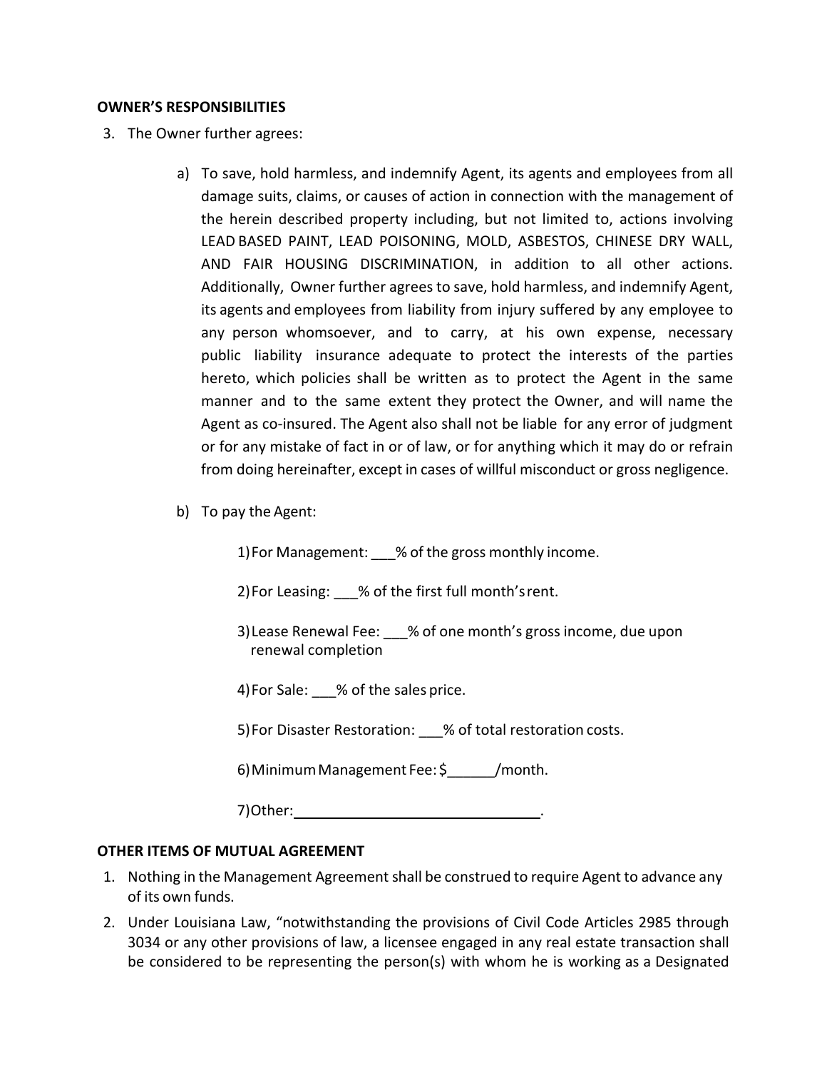**OWNER'S RESPONSIBILITIES**

3. The Owner further agrees:

   a) To save, hold harmless, and indemnify Agent, its agents and employees from all damage suits, claims, or causes of action in connection with the management of the herein described property including, but not limited to, actions involving LEAD BASED PAINT, LEAD POISONING, MOLD, ASBESTOS, CHINESE DRY WALL, AND FAIR HOUSING DISCRIMINATION, in addition to all other actions. Additionally, Owner further agrees to save, hold harmless, and indemnify Agent, its agents and employees from liability from injury suffered by any employee to any person whomsoever, and to carry, at his own expense, necessary public liability insurance adequate to protect the interests of the parties hereto, which policies shall be written as to protect the Agent in the same manner and to the same extent they protect the Owner, and will name the Agent as co-insured. The Agent also shall not be liable for any error of judgment or for any mistake of fact in or of law, or for anything which it may do or refrain from doing hereinafter, except in cases of willful misconduct or gross negligence.

   b) To pay the Agent:

      1) For Management: ___% of the gross monthly income.

      2) For Leasing: ___% of the first full month's rent.

      3) Lease Renewal Fee: ___% of one month's gross income, due upon renewal completion

      4) For Sale: ___% of the sales price.

      5) For Disaster Restoration: ___% of total restoration costs.

      6) Minimum Management Fee: $______/month.

      7) Other: ________________________________.

**OTHER ITEMS OF MUTUAL AGREEMENT**

1. Nothing in the Management Agreement shall be construed to require Agent to advance any of its own funds.
2. Under Louisiana Law, "notwithstanding the provisions of Civil Code Articles 2985 through 3034 or any other provisions of law, a licensee engaged in any real estate transaction shall be considered to be representing the person(s) with whom he is working as a Designated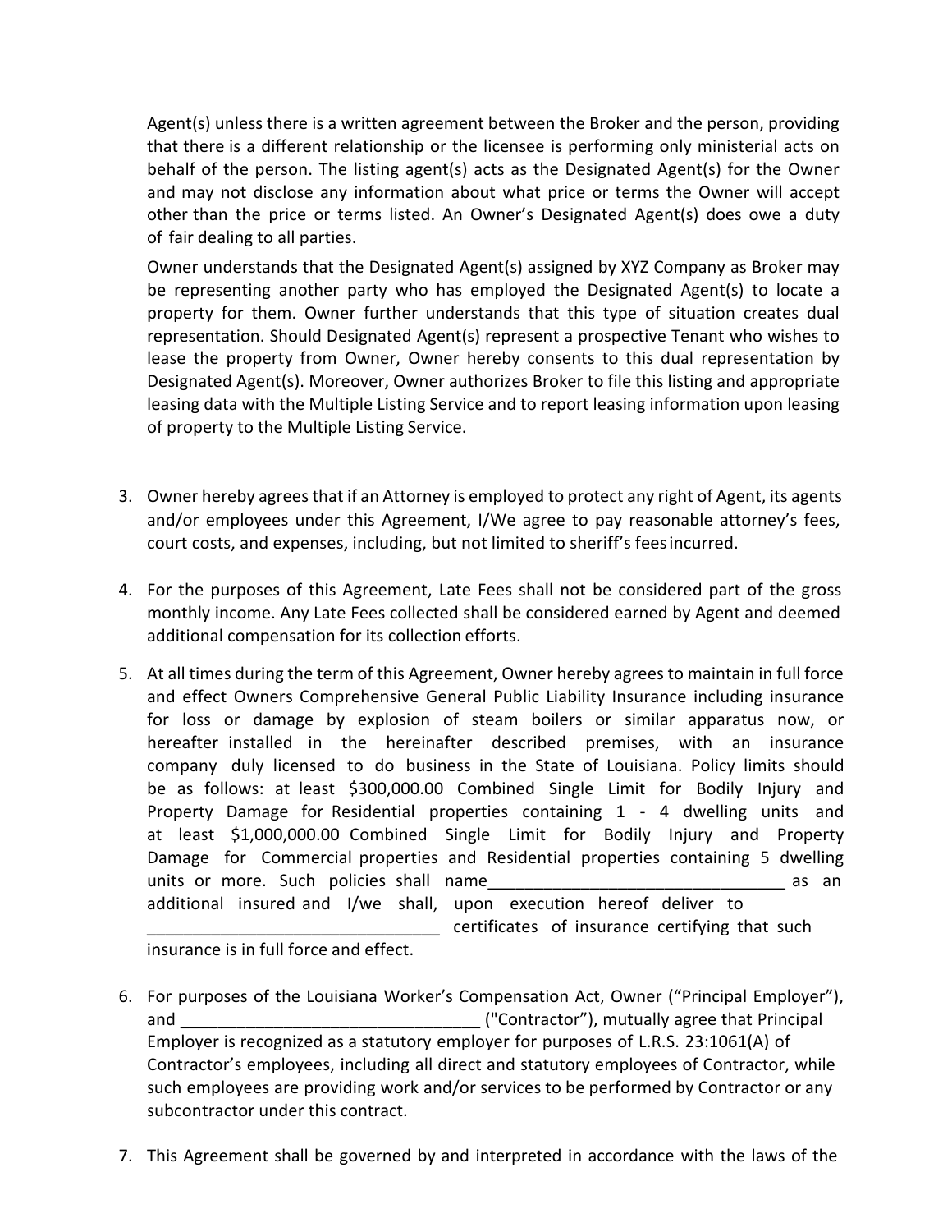Agent(s) unless there is a written agreement between the Broker and the person, providing that there is a different relationship or the licensee is performing only ministerial acts on behalf of the person. The listing agent(s) acts as the Designated Agent(s) for the Owner and may not disclose any information about what price or terms the Owner will accept other than the price or terms listed. An Owner's Designated Agent(s) does owe a duty of fair dealing to all parties.

Owner understands that the Designated Agent(s) assigned by XYZ Company as Broker may be representing another party who has employed the Designated Agent(s) to locate a property for them. Owner further understands that this type of situation creates dual representation. Should Designated Agent(s) represent a prospective Tenant who wishes to lease the property from Owner, Owner hereby consents to this dual representation by Designated Agent(s). Moreover, Owner authorizes Broker to file this listing and appropriate leasing data with the Multiple Listing Service and to report leasing information upon leasing of property to the Multiple Listing Service.

3. Owner hereby agrees that if an Attorney is employed to protect any right of Agent, its agents and/or employees under this Agreement, I/We agree to pay reasonable attorney's fees, court costs, and expenses, including, but not limited to sheriff's fees incurred.

4. For the purposes of this Agreement, Late Fees shall not be considered part of the gross monthly income. Any Late Fees collected shall be considered earned by Agent and deemed additional compensation for its collection efforts.

5. At all times during the term of this Agreement, Owner hereby agrees to maintain in full force and effect Owners Comprehensive General Public Liability Insurance including insurance for loss or damage by explosion of steam boilers or similar apparatus now, or hereafter installed in the hereinafter described premises, with an insurance company duly licensed to do business in the State of Louisiana. Policy limits should be as follows: at least $300,000.00 Combined Single Limit for Bodily Injury and Property Damage for Residential properties containing 1 - 4 dwelling units and at least $1,000,000.00 Combined Single Limit for Bodily Injury and Property Damage for Commercial properties and Residential properties containing 5 dwelling units or more. Such policies shall name________________________________ as an additional insured and I/we shall, upon execution hereof deliver to ________________________________ certificates of insurance certifying that such insurance is in full force and effect.

6. For purposes of the Louisiana Worker's Compensation Act, Owner ("Principal Employer"), and ________________________________ ("Contractor"), mutually agree that Principal Employer is recognized as a statutory employer for purposes of L.R.S. 23:1061(A) of Contractor's employees, including all direct and statutory employees of Contractor, while such employees are providing work and/or services to be performed by Contractor or any subcontractor under this contract.

7. This Agreement shall be governed by and interpreted in accordance with the laws of the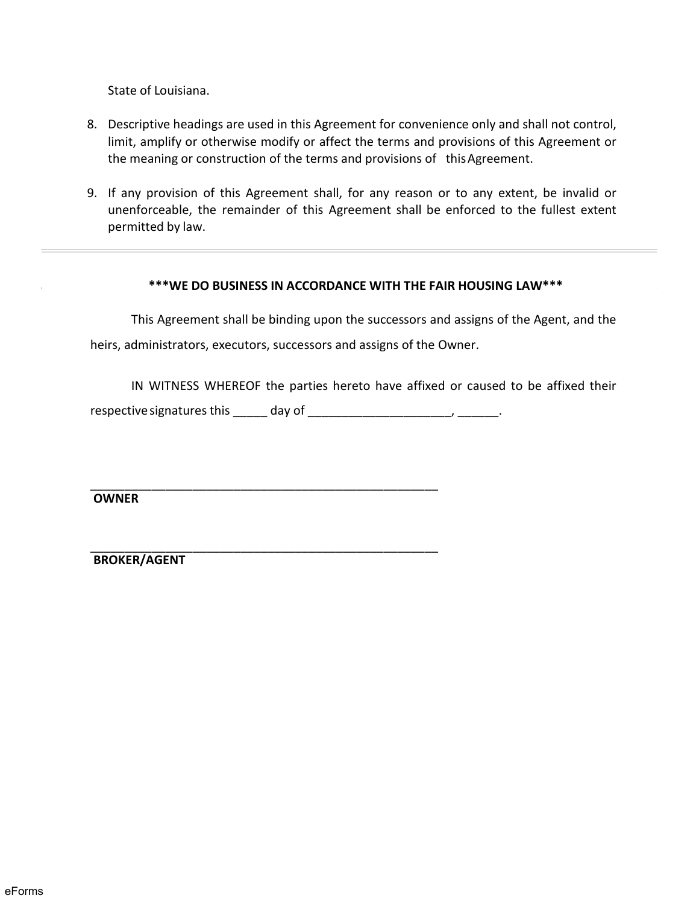State of Louisiana.

8. Descriptive headings are used in this Agreement for convenience only and shall not control, limit, amplify or otherwise modify or affect the terms and provisions of this Agreement or the meaning or construction of the terms and provisions of this Agreement.

9. If any provision of this Agreement shall, for any reason or to any extent, be invalid or unenforceable, the remainder of this Agreement shall be enforced to the fullest extent permitted by law.

---

**\*\*\*WE DO BUSINESS IN ACCORDANCE WITH THE FAIR HOUSING LAW\*\*\***

This Agreement shall be binding upon the successors and assigns of the Agent, and the heirs, administrators, executors, successors and assigns of the Owner.

IN WITNESS WHEREOF the parties hereto have affixed or caused to be affixed their respective signatures this _____ day of _____________________, ______.

_______________________________________________________
**OWNER**

_______________________________________________________
**BROKER/AGENT**